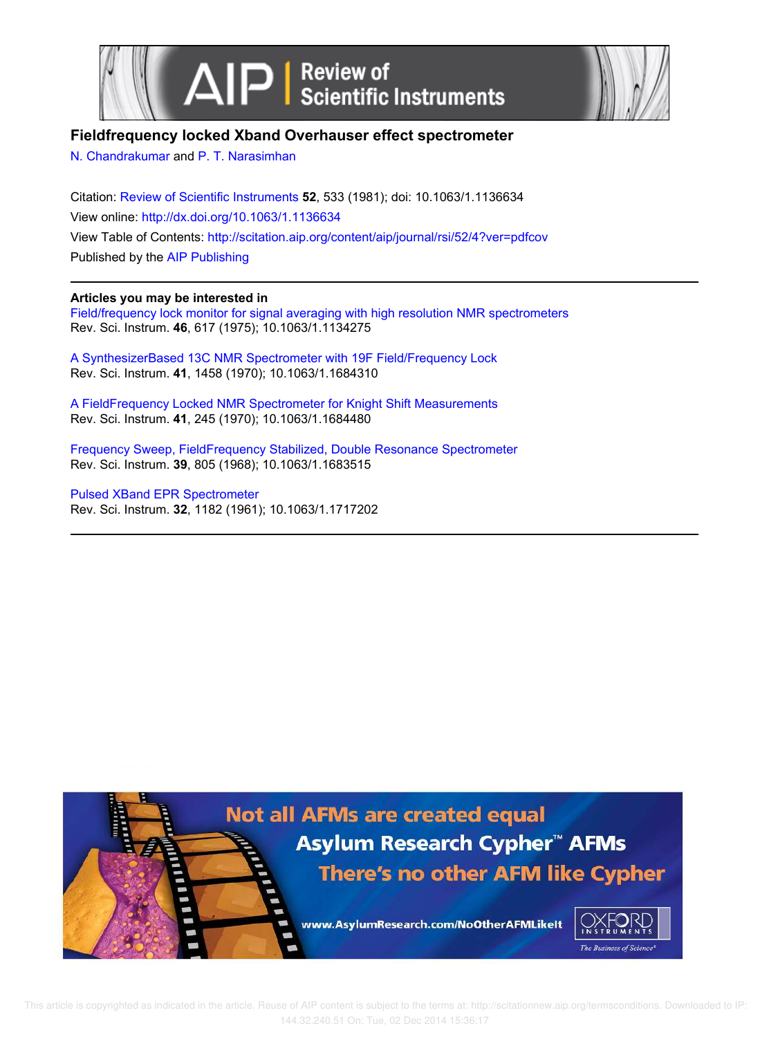# Fieldfrequency locked Xband Overhauser effect spectrometer

N. Chandrakumar and P. T. Narasimhan

Citation: Review of Scientific Instruments **52**, 533 (1981); doi: 10.1063/1.1136634

View online: http://dx.doi.org/10.1063/1.1136634

View Table of Contents: http://scitation.aip.org/content/aip/journal/rsi/52/4?ver=pdfcov

Published by the AIP Publishing

---

**Articles you may be interested in**

Field/frequency lock monitor for signal averaging with high resolution NMR spectrometers
Rev. Sci. Instrum. **46**, 617 (1975); 10.1063/1.1134275

A SynthesizerBased 13C NMR Spectrometer with 19F Field/Frequency Lock
Rev. Sci. Instrum. **41**, 1458 (1970); 10.1063/1.1684310

A FieldFrequency Locked NMR Spectrometer for Knight Shift Measurements
Rev. Sci. Instrum. **41**, 245 (1970); 10.1063/1.1684480

Frequency Sweep, FieldFrequency Stabilized, Double Resonance Spectrometer
Rev. Sci. Instrum. **39**, 805 (1968); 10.1063/1.1683515

Pulsed XBand EPR Spectrometer
Rev. Sci. Instrum. **32**, 1182 (1961); 10.1063/1.1717202

---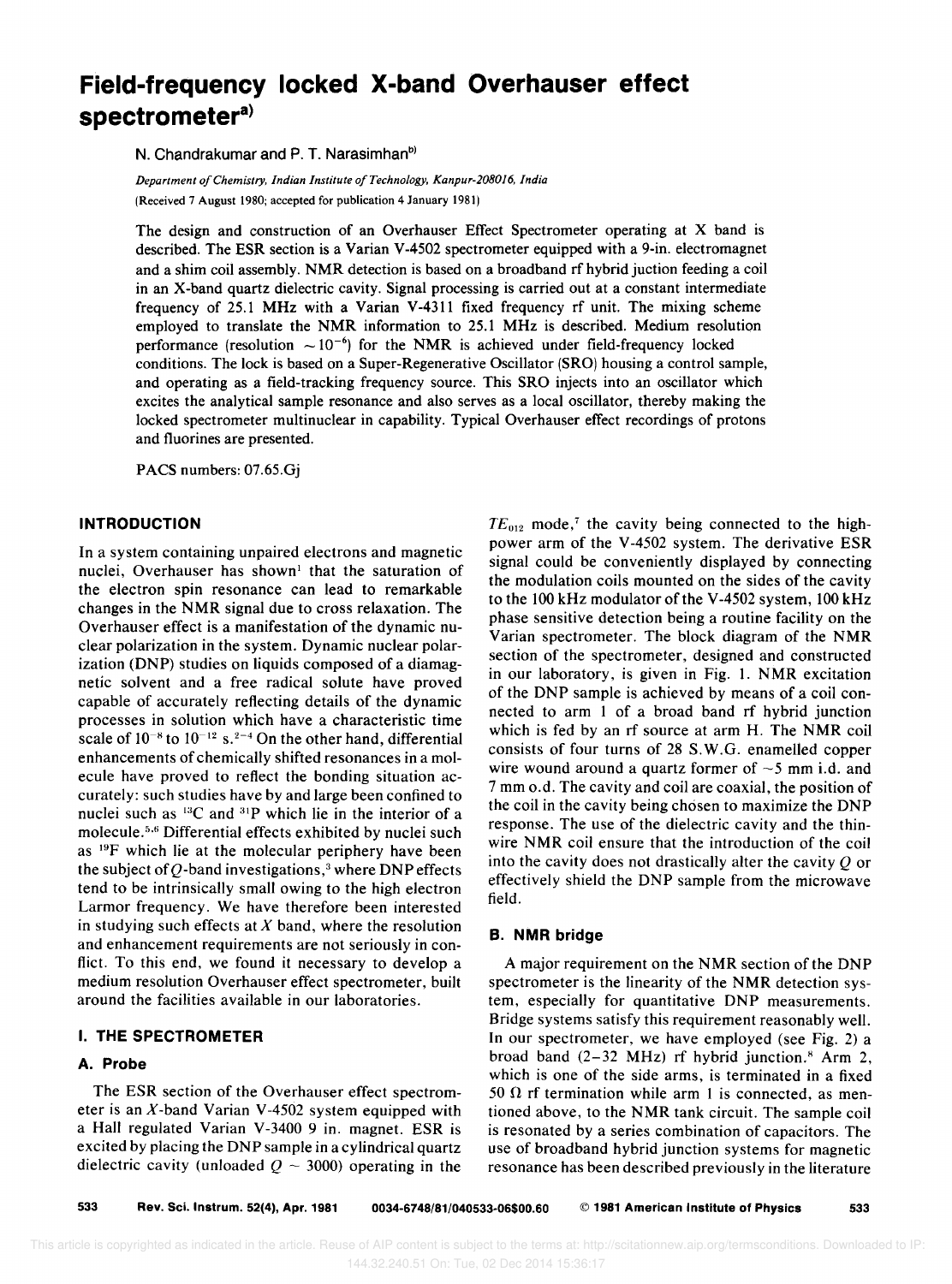# Field-frequency locked X-band Overhauser effect spectrometer[a)]

N. Chandrakumar and P. T. Narasimhan[b)]

*Department of Chemistry, Indian Institute of Technology, Kanpur-208016, India*
(Received 7 August 1980; accepted for publication 4 January 1981)

The design and construction of an Overhauser Effect Spectrometer operating at X band is described. The ESR section is a Varian V-4502 spectrometer equipped with a 9-in. electromagnet and a shim coil assembly. NMR detection is based on a broadband rf hybrid juction feeding a coil in an X-band quartz dielectric cavity. Signal processing is carried out at a constant intermediate frequency of 25.1 MHz with a Varian V-4311 fixed frequency rf unit. The mixing scheme employed to translate the NMR information to 25.1 MHz is described. Medium resolution performance (resolution $\sim 10^{-6}$) for the NMR is achieved under field-frequency locked conditions. The lock is based on a Super-Regenerative Oscillator (SRO) housing a control sample, and operating as a field-tracking frequency source. This SRO injects into an oscillator which excites the analytical sample resonance and also serves as a local oscillator, thereby making the locked spectrometer multinuclear in capability. Typical Overhauser effect recordings of protons and fluorines are presented.

PACS numbers: 07.65.Gj

## INTRODUCTION

In a system containing unpaired electrons and magnetic nuclei, Overhauser has shown[1] that the saturation of the electron spin resonance can lead to remarkable changes in the NMR signal due to cross relaxation. The Overhauser effect is a manifestation of the dynamic nuclear polarization in the system. Dynamic nuclear polarization (DNP) studies on liquids composed of a diamagnetic solvent and a free radical solute have proved capable of accurately reflecting details of the dynamic processes in solution which have a characteristic time scale of $10^{-8}$ to $10^{-12}$ s.[2-4] On the other hand, differential enhancements of chemically shifted resonances in a molecule have proved to reflect the bonding situation accurately: such studies have by and large been confined to nuclei such as $^{13}$C and $^{31}$P which lie in the interior of a molecule.[5,6] Differential effects exhibited by nuclei such as $^{19}$F which lie at the molecular periphery have been the subject of *Q*-band investigations,[3] where DNP effects tend to be intrinsically small owing to the high electron Larmor frequency. We have therefore been interested in studying such effects at *X* band, where the resolution and enhancement requirements are not seriously in conflict. To this end, we found it necessary to develop a medium resolution Overhauser effect spectrometer, built around the facilities available in our laboratories.

## I. THE SPECTROMETER

### A. Probe

The ESR section of the Overhauser effect spectrometer is an *X*-band Varian V-4502 system equipped with a Hall regulated Varian V-3400 9 in. magnet. ESR is excited by placing the DNP sample in a cylindrical quartz dielectric cavity (unloaded $Q \sim 3000$) operating in the $TE_{012}$ mode,[7] the cavity being connected to the high-power arm of the V-4502 system. The derivative ESR signal could be conveniently displayed by connecting the modulation coils mounted on the sides of the cavity to the 100 kHz modulator of the V-4502 system, 100 kHz phase sensitive detection being a routine facility on the Varian spectrometer. The block diagram of the NMR section of the spectrometer, designed and constructed in our laboratory, is given in Fig. 1. NMR excitation of the DNP sample is achieved by means of a coil connected to arm 1 of a broad band rf hybrid junction which is fed by an rf source at arm H. The NMR coil consists of four turns of 28 S.W.G. enamelled copper wire wound around a quartz former of ~5 mm i.d. and 7 mm o.d. The cavity and coil are coaxial, the position of the coil in the cavity being chosen to maximize the DNP response. The use of the dielectric cavity and the thin-wire NMR coil ensure that the introduction of the coil into the cavity does not drastically alter the cavity *Q* or effectively shield the DNP sample from the microwave field.

### B. NMR bridge

A major requirement on the NMR section of the DNP spectrometer is the linearity of the NMR detection system, especially for quantitative DNP measurements. Bridge systems satisfy this requirement reasonably well. In our spectrometer, we have employed (see Fig. 2) a broad band (2–32 MHz) rf hybrid junction.[8] Arm 2, which is one of the side arms, is terminated in a fixed 50 Ω rf termination while arm 1 is connected, as mentioned above, to the NMR tank circuit. The sample coil is resonated by a series combination of capacitors. The use of broadband hybrid junction systems for magnetic resonance has been described previously in the literature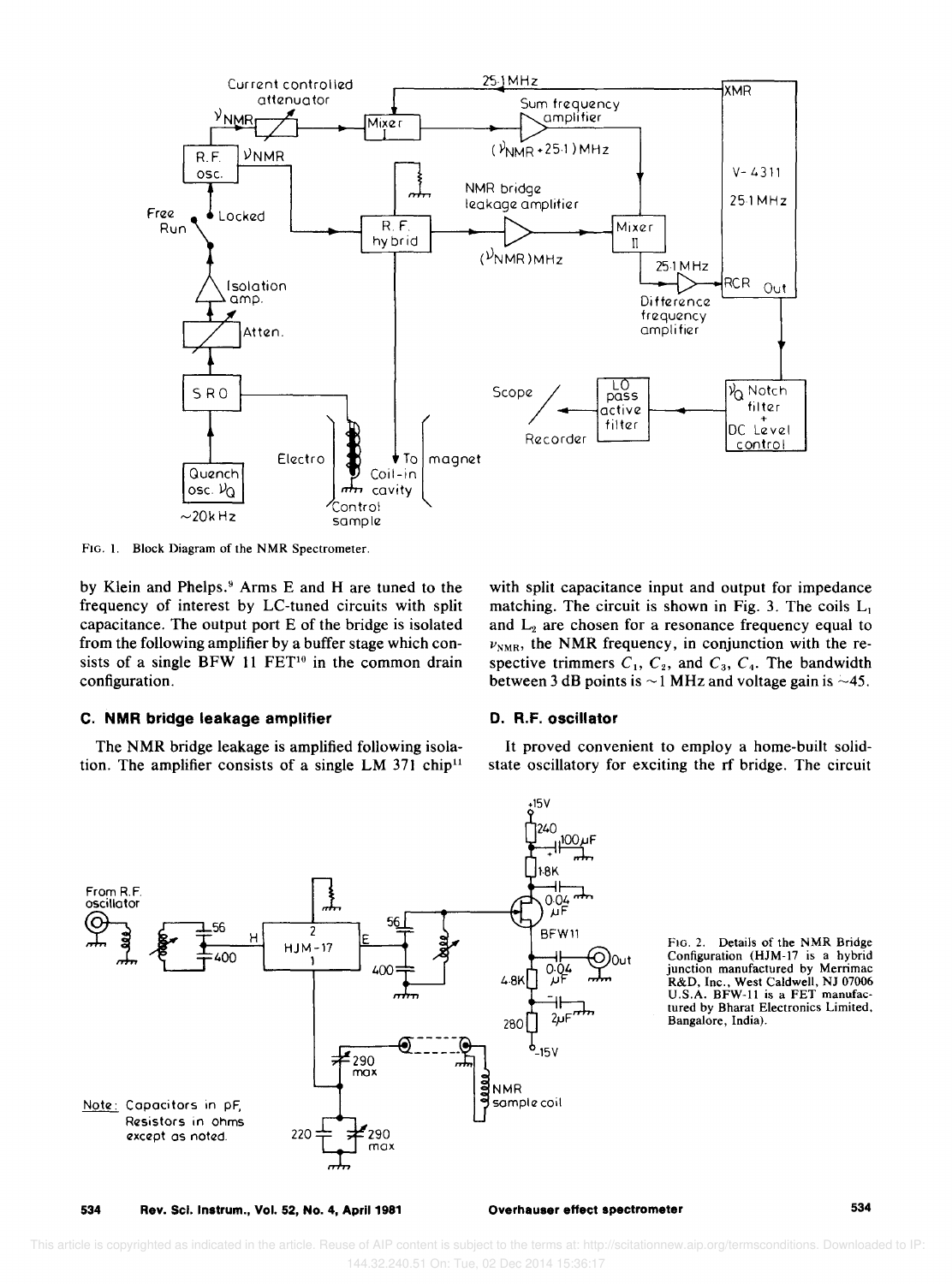FIG. 1. Block Diagram of the NMR Spectrometer.

by Klein and Phelps.[9] Arms E and H are tuned to the frequency of interest by LC-tuned circuits with split capacitance. The output port E of the bridge is isolated from the following amplifier by a buffer stage which consists of a single BFW 11 FET[10] in the common drain configuration.

### C. NMR bridge leakage amplifier

The NMR bridge leakage is amplified following isolation. The amplifier consists of a single LM 371 chip[11] with split capacitance input and output for impedance matching. The circuit is shown in Fig. 3. The coils $L_1$ and $L_2$ are chosen for a resonance frequency equal to $\nu_{NMR}$, the NMR frequency, in conjunction with the respective trimmers $C_1$, $C_2$, and $C_3$, $C_4$. The bandwidth between 3 dB points is ~1 MHz and voltage gain is ~45.

### D. R.F. oscillator

It proved convenient to employ a home-built solid-state oscillatory for exciting the rf bridge. The circuit

FIG. 2. Details of the NMR Bridge Configuration (HJM-17 is a hybrid junction manufactured by Merrimac R&D, Inc., West Caldwell, NJ 07006 U.S.A. BFW-11 is a FET manufactured by Bharat Electronics Limited, Bangalore, India).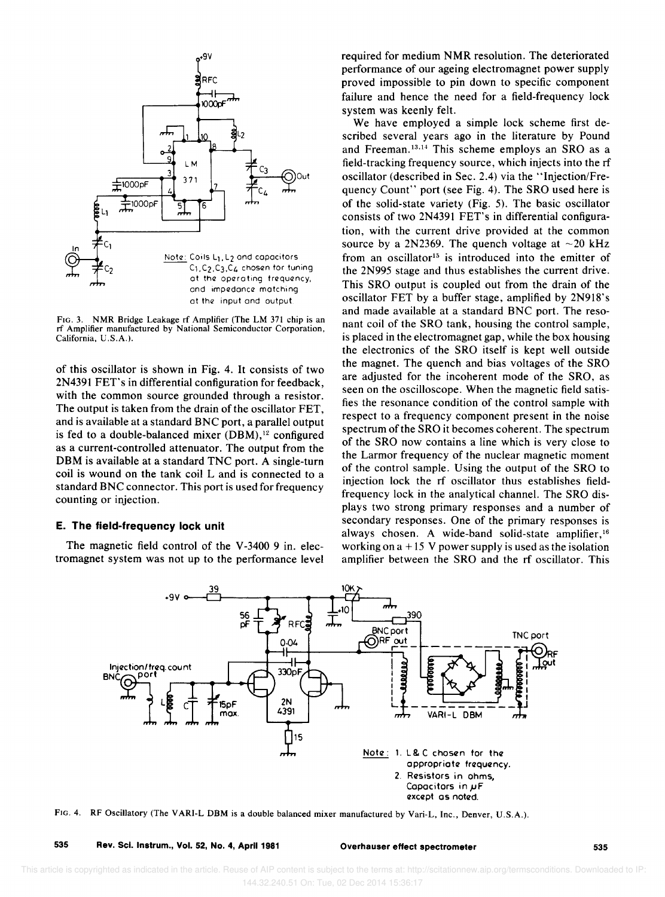FIG. 3. NMR Bridge Leakage rf Amplifier (The LM 371 chip is an rf Amplifier manufactured by National Semiconductor Corporation, California, U.S.A.).

of this oscillator is shown in Fig. 4. It consists of two 2N4391 FET's in differential configuration for feedback, with the common source grounded through a resistor. The output is taken from the drain of the oscillator FET, and is available at a standard BNC port, a parallel output is fed to a double-balanced mixer (DBM),[12] configured as a current-controlled attenuator. The output from the DBM is available at a standard TNC port. A single-turn coil is wound on the tank coil L and is connected to a standard BNC connector. This port is used for frequency counting or injection.

### E. The field-frequency lock unit

The magnetic field control of the V-3400 9 in. electromagnet system was not up to the performance level required for medium NMR resolution. The deteriorated performance of our ageing electromagnet power supply proved impossible to pin down to specific component failure and hence the need for a field-frequency lock system was keenly felt.

We have employed a simple lock scheme first described several years ago in the literature by Pound and Freeman.[13,14] This scheme employs an SRO as a field-tracking frequency source, which injects into the rf oscillator (described in Sec. 2.4) via the "Injection/Frequency Count" port (see Fig. 4). The SRO used here is of the solid-state variety (Fig. 5). The basic oscillator consists of two 2N4391 FET's in differential configuration, with the current drive provided at the common source by a 2N2369. The quench voltage at ~20 kHz from an oscillator[15] is introduced into the emitter of the 2N995 stage and thus establishes the current drive. This SRO output is coupled out from the drain of the oscillator FET by a buffer stage, amplified by 2N918's and made available at a standard BNC port. The resonant coil of the SRO tank, housing the control sample, is placed in the electromagnet gap, while the box housing the electronics of the SRO itself is kept well outside the magnet. The quench and bias voltages of the SRO are adjusted for the incoherent mode of the SRO, as seen on the oscilloscope. When the magnetic field satisfies the resonance condition of the control sample with respect to a frequency component present in the noise spectrum of the SRO it becomes coherent. The spectrum of the SRO now contains a line which is very close to the Larmor frequency of the nuclear magnetic moment of the control sample. Using the output of the SRO to injection lock the rf oscillator thus establishes field-frequency lock in the analytical channel. The SRO displays two strong primary responses and a number of secondary responses. One of the primary responses is always chosen. A wide-band solid-state amplifier,[16] working on a +15 V power supply is used as the isolation amplifier between the SRO and the rf oscillator. This

FIG. 4. RF Oscillatory (The VARI-L DBM is a double balanced mixer manufactured by Vari-L, Inc., Denver, U.S.A.).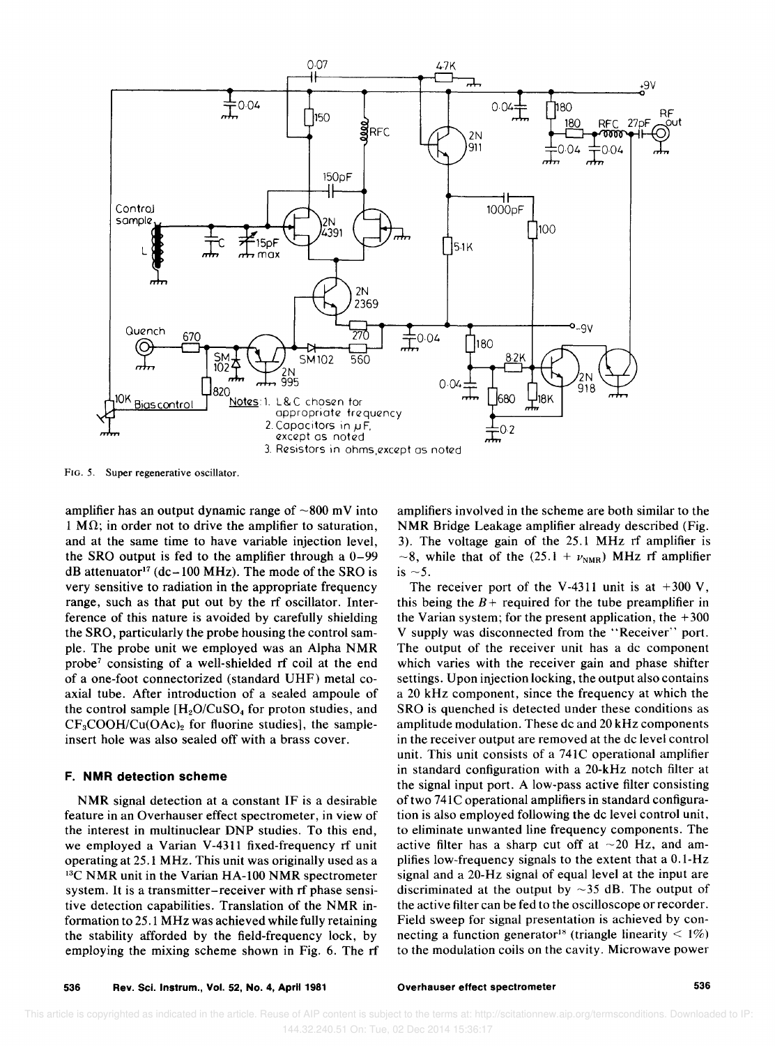FIG. 5. Super regenerative oscillator.

amplifier has an output dynamic range of ~800 mV into 1 MΩ; in order not to drive the amplifier to saturation, and at the same time to have variable injection level, the SRO output is fed to the amplifier through a 0–99 dB attenuator[17] (dc–100 MHz). The mode of the SRO is very sensitive to radiation in the appropriate frequency range, such as that put out by the rf oscillator. Interference of this nature is avoided by carefully shielding the SRO, particularly the probe housing the control sample. The probe unit we employed was an Alpha NMR probe[7] consisting of a well-shielded rf coil at the end of a one-foot connectorized (standard UHF) metal coaxial tube. After introduction of a sealed ampoule of the control sample [$H_2O/CuSO_4$ for proton studies, and $CF_3COOH/Cu(OAc)_2$ for fluorine studies], the sample-insert hole was also sealed off with a brass cover.

### F. NMR detection scheme

NMR signal detection at a constant IF is a desirable feature in an Overhauser effect spectrometer, in view of the interest in multinuclear DNP studies. To this end, we employed a Varian V-4311 fixed-frequency rf unit operating at 25.1 MHz. This unit was originally used as a $^{13}C$ NMR unit in the Varian HA-100 NMR spectrometer system. It is a transmitter–receiver with rf phase sensitive detection capabilities. Translation of the NMR information to 25.1 MHz was achieved while fully retaining the stability afforded by the field-frequency lock, by employing the mixing scheme shown in Fig. 6. The rf amplifiers involved in the scheme are both similar to the NMR Bridge Leakage amplifier already described (Fig. 3). The voltage gain of the 25.1 MHz rf amplifier is ~8, while that of the $(25.1 + \nu_{NMR})$ MHz rf amplifier is ~5.

The receiver port of the V-4311 unit is at +300 V, this being the $B+$ required for the tube preamplifier in the Varian system; for the present application, the +300 V supply was disconnected from the "Receiver" port. The output of the receiver unit has a dc component which varies with the receiver gain and phase shifter settings. Upon injection locking, the output also contains a 20 kHz component, since the frequency at which the SRO is quenched is detected under these conditions as amplitude modulation. These dc and 20 kHz components in the receiver output are removed at the dc level control unit. This unit consists of a 741C operational amplifier in standard configuration with a 20-kHz notch filter at the signal input port. A low-pass active filter consisting of two 741C operational amplifiers in standard configuration is also employed following the dc level control unit, to eliminate unwanted line frequency components. The active filter has a sharp cut off at ~20 Hz, and amplifies low-frequency signals to the extent that a 0.1-Hz signal and a 20-Hz signal of equal level at the input are discriminated at the output by ~35 dB. The output of the active filter can be fed to the oscilloscope or recorder. Field sweep for signal presentation is achieved by connecting a function generator[18] (triangle linearity < 1%) to the modulation coils on the cavity. Microwave power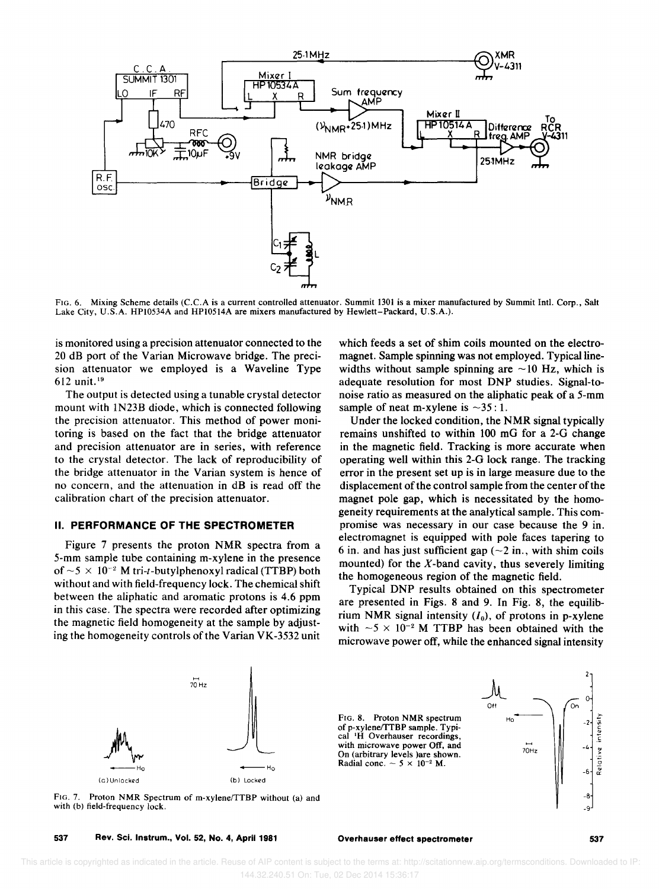FIG. 6. Mixing Scheme details (C.C.A is a current controlled attenuator. Summit 1301 is a mixer manufactured by Summit Intl. Corp., Salt Lake City, U.S.A. HP10534A and HP10514A are mixers manufactured by Hewlett–Packard, U.S.A.).

is monitored using a precision attenuator connected to the 20 dB port of the Varian Microwave bridge. The precision attenuator we employed is a Waveline Type 612 unit.[19]

The output is detected using a tunable crystal detector mount with 1N23B diode, which is connected following the precision attenuator. This method of power monitoring is based on the fact that the bridge attenuator and precision attenuator are in series, with reference to the crystal detector. The lack of reproducibility of the bridge attenuator in the Varian system is hence of no concern, and the attenuation in dB is read off the calibration chart of the precision attenuator.

## II. PERFORMANCE OF THE SPECTROMETER

Figure 7 presents the proton NMR spectra from a 5-mm sample tube containing m-xylene in the presence of $\sim 5 \times 10^{-2}$ M tri-*t*-butylphenoxyl radical (TTBP) both without and with field-frequency lock. The chemical shift between the aliphatic and aromatic protons is 4.6 ppm in this case. The spectra were recorded after optimizing the magnetic field homogeneity at the sample by adjusting the homogeneity controls of the Varian VK-3532 unit which feeds a set of shim coils mounted on the electromagnet. Sample spinning was not employed. Typical linewidths without sample spinning are $\sim$10 Hz, which is adequate resolution for most DNP studies. Signal-to-noise ratio as measured on the aliphatic peak of a 5-mm sample of neat m-xylene is $\sim$35 : 1.

Under the locked condition, the NMR signal typically remains unshifted to within 100 mG for a 2-G change in the magnetic field. Tracking is more accurate when operating well within this 2-G lock range. The tracking error in the present set up is in large measure due to the displacement of the control sample from the center of the magnet pole gap, which is necessitated by the homogeneity requirements at the analytical sample. This compromise was necessary in our case because the 9 in. electromagnet is equipped with pole faces tapering to 6 in. and has just sufficient gap ($\sim$2 in., with shim coils mounted) for the *X*-band cavity, thus severely limiting the homogeneous region of the magnetic field.

Typical DNP results obtained on this spectrometer are presented in Figs. 8 and 9. In Fig. 8, the equilibrium NMR signal intensity ($I_0$), of protons in p-xylene with $\sim 5 \times 10^{-2}$ M TTBP has been obtained with the microwave power off, while the enhanced signal intensity

FIG. 7. Proton NMR Spectrum of m-xylene/TTBP without (a) and with (b) field-frequency lock.

FIG. 8. Proton NMR spectrum of p-xylene/TTBP sample. Typical [1]H Overhauser recordings, with microwave power Off, and On (arbitrary levels )are shown. Radial conc. $\sim 5 \times 10^{-2}$ M.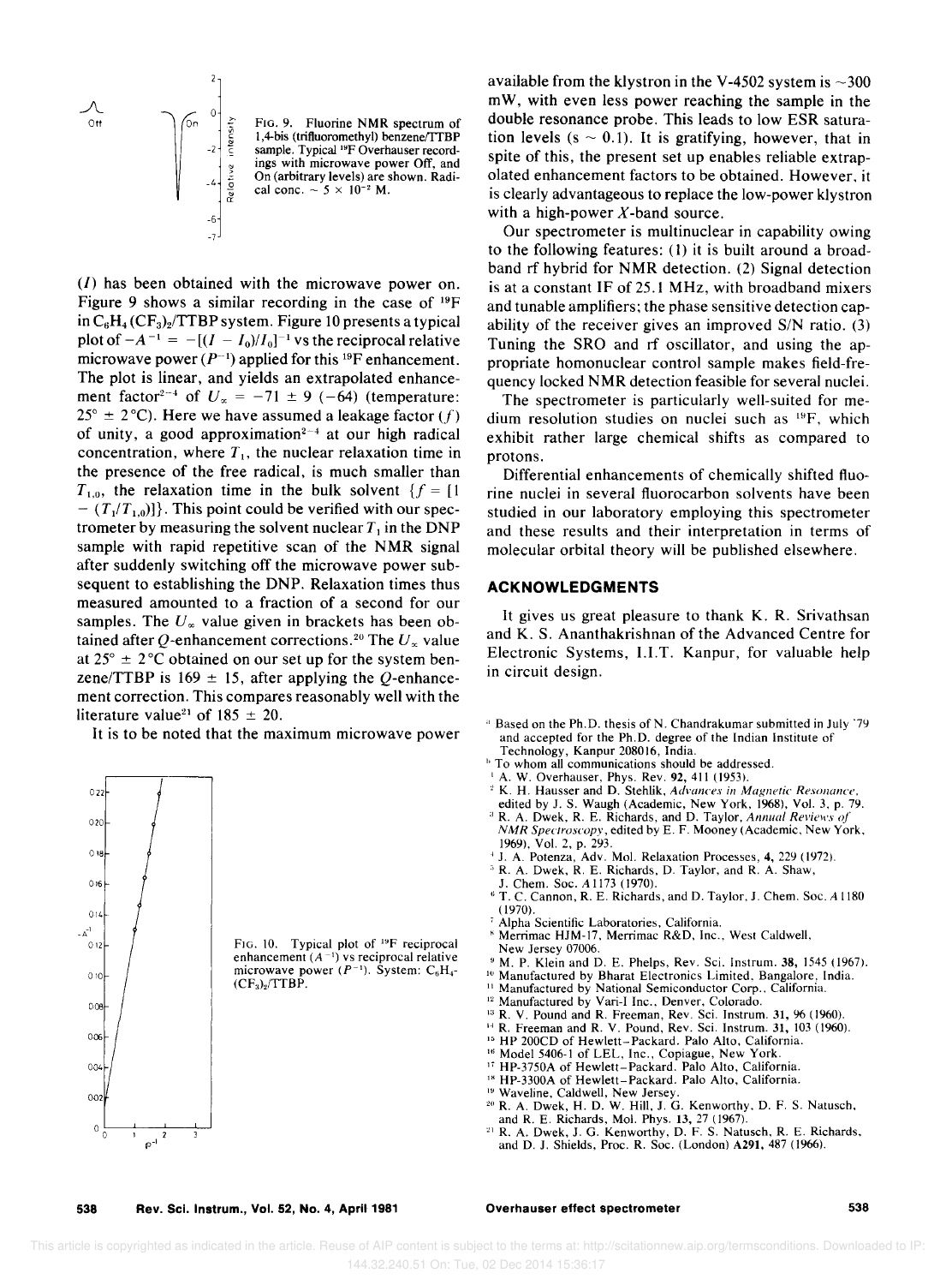Off

On

2
0
-2
-4
-6
-7

Relative intensity

FIG. 9. Fluorine NMR spectrum of 1,4-bis (trifluoromethyl) benzene/TTBP sample. Typical $^{19}F$ Overhauser recordings with microwave power Off, and On (arbitrary levels) are shown. Radical conc. ~ $5 \times 10^{-2}$ M.

($I$) has been obtained with the microwave power on. Figure 9 shows a similar recording in the case of $^{19}F$ in $C_6H_4(CF_3)_2$/TTBP system. Figure 10 presents a typical plot of $-A^{-1} = -[(I - I_0)/I_0]^{-1}$ vs the reciprocal relative microwave power ($P^{-1}$) applied for this $^{19}F$ enhancement. The plot is linear, and yields an extrapolated enhancement factor[2-4] of $U_\infty = -71 \pm 9$ ($-64$) (temperature: $25° \pm 2$ °C). Here we have assumed a leakage factor ($f$) of unity, a good approximation[2-4] at our high radical concentration, where $T_1$, the nuclear relaxation time in the presence of the free radical, is much smaller than $T_{1,0}$, the relaxation time in the bulk solvent $\{f = [1 - (T_1/T_{1,0})]\}$. This point could be verified with our spectrometer by measuring the solvent nuclear $T_1$ in the DNP sample with rapid repetitive scan of the NMR signal after suddenly switching off the microwave power subsequent to establishing the DNP. Relaxation times thus measured amounted to a fraction of a second for our samples. The $U_\infty$ value given in brackets has been obtained after $Q$-enhancement corrections.[20] The $U_\infty$ value at $25° \pm 2$ °C obtained on our set up for the system benzene/TTBP is $169 \pm 15$, after applying the $Q$-enhancement correction. This compares reasonably well with the literature value[21] of $185 \pm 20$.

It is to be noted that the maximum microwave power

$-A^{-1}$

0.22
0.20
0.18
0.16
0.14
0.12
0.10
0.08
0.06
0.04
0.02
0

0 1 2 3

$P^{-1}$

FIG. 10. Typical plot of $^{19}F$ reciprocal enhancement ($A^{-1}$) vs reciprocal relative microwave power ($P^{-1}$). System: $C_6H_4(CF_3)_2$/TTBP.

available from the klystron in the V-4502 system is ~300 mW, with even less power reaching the sample in the double resonance probe. This leads to low ESR saturation levels ($s \sim 0.1$). It is gratifying, however, that in spite of this, the present set up enables reliable extrapolated enhancement factors to be obtained. However, it is clearly advantageous to replace the low-power klystron with a high-power $X$-band source.

Our spectrometer is multinuclear in capability owing to the following features: (1) it is built around a broadband rf hybrid for NMR detection. (2) Signal detection is at a constant IF of 25.1 MHz, with broadband mixers and tunable amplifiers; the phase sensitive detection capability of the receiver gives an improved S/N ratio. (3) Tuning the SRO and rf oscillator, and using the appropriate homonuclear control sample makes field-frequency locked NMR detection feasible for several nuclei.

The spectrometer is particularly well-suited for medium resolution studies on nuclei such as $^{19}F$, which exhibit rather large chemical shifts as compared to protons.

Differential enhancements of chemically shifted fluorine nuclei in several fluorocarbon solvents have been studied in our laboratory employing this spectrometer and these results and their interpretation in terms of molecular orbital theory will be published elsewhere.

## ACKNOWLEDGMENTS

It gives us great pleasure to thank K. R. Srivathsan and K. S. Ananthakrishnan of the Advanced Centre for Electronic Systems, I.I.T. Kanpur, for valuable help in circuit design.

[a] Based on the Ph.D. thesis of N. Chandrakumar submitted in July '79 and accepted for the Ph.D. degree of the Indian Institute of Technology, Kanpur 208016, India.
[b] To whom all communications should be addressed.
[1] A. W. Overhauser, Phys. Rev. **92**, 411 (1953).
[2] K. H. Hausser and D. Stehlik, *Advances in Magnetic Resonance*, edited by J. S. Waugh (Academic, New York, 1968), Vol. 3, p. 79.
[3] R. A. Dwek, R. E. Richards, and D. Taylor, *Annual Reviews of NMR Spectroscopy*, edited by E. F. Mooney (Academic, New York, 1969), Vol. 2, p. 293.
[4] J. A. Potenza, Adv. Mol. Relaxation Processes, **4**, 229 (1972).
[5] R. A. Dwek, R. E. Richards, D. Taylor, and R. A. Shaw, J. Chem. Soc. *A*1173 (1970).
[6] T. C. Cannon, R. E. Richards, and D. Taylor, J. Chem. Soc. *A*1180 (1970).
[7] Alpha Scientific Laboratories, California.
[8] Merrimac HJM-17, Merrimac R&D, Inc., West Caldwell, New Jersey 07006.
[9] M. P. Klein and D. E. Phelps, Rev. Sci. Instrum. **38**, 1545 (1967).
[10] Manufactured by Bharat Electronics Limited, Bangalore, India.
[11] Manufactured by National Semiconductor Corp., California.
[12] Manufactured by Vari-I Inc., Denver, Colorado.
[13] R. V. Pound and R. Freeman, Rev. Sci. Instrum. **31**, 96 (1960).
[14] R. Freeman and R. V. Pound, Rev. Sci. Instrum. **31**, 103 (1960).
[15] HP 200CD of Hewlett-Packard. Palo Alto, California.
[16] Model 5406-1 of LEL, Inc., Copiague, New York.
[17] HP-3750A of Hewlett-Packard. Palo Alto, California.
[18] HP-3300A of Hewlett-Packard. Palo Alto, California.
[19] Waveline, Caldwell, New Jersey.
[20] R. A. Dwek, H. D. W. Hill, J. G. Kenworthy, D. F. S. Natusch, and R. E. Richards, Mol. Phys. **13**, 27 (1967).
[21] R. A. Dwek, J. G. Kenworthy, D. F. S. Natusch, R. E. Richards, and D. J. Shields, Proc. R. Soc. (London) **A291**, 487 (1966).